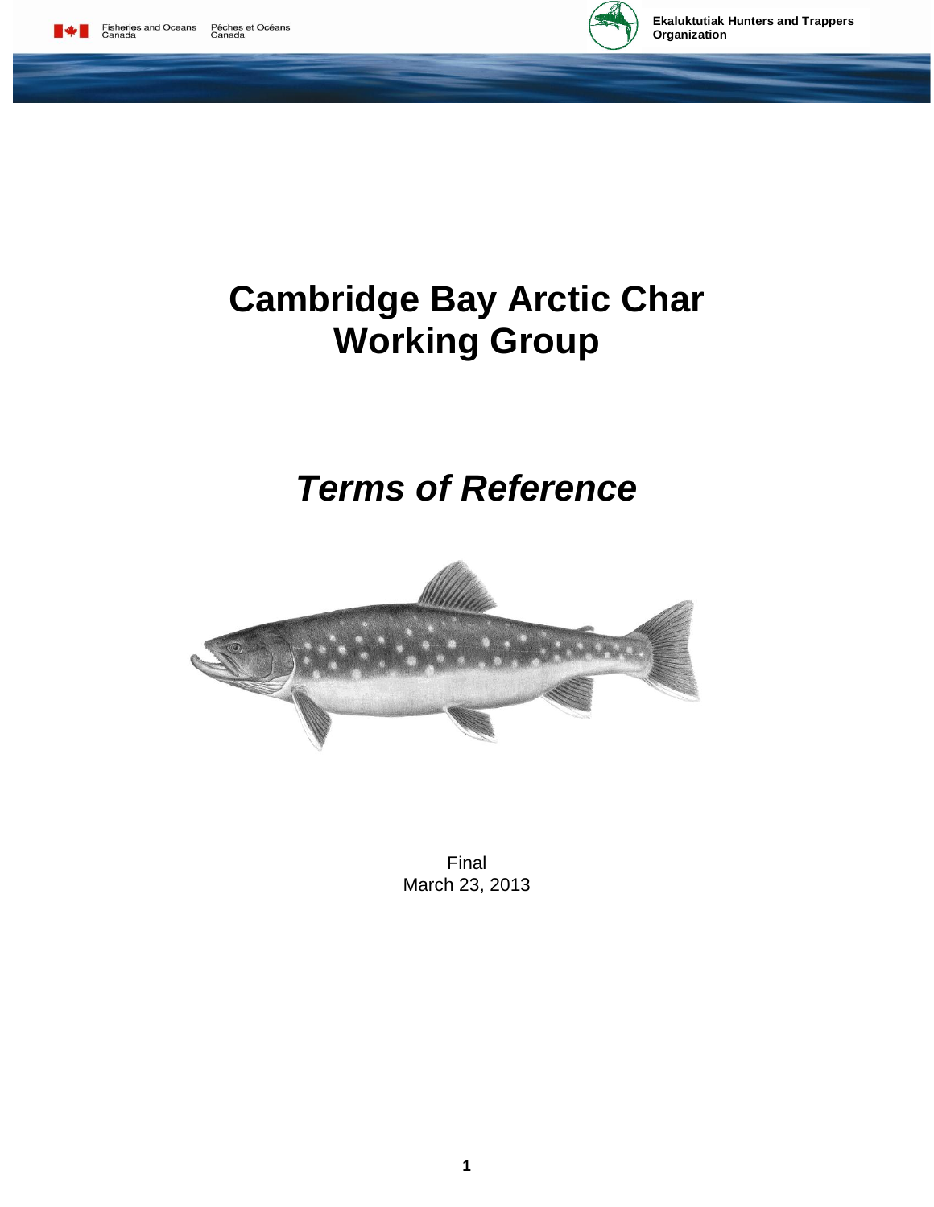Fisheries and Oceans Canada Pêches et Océans Canada

Ekaluktutiak Hunters and Trappers Organization

# Cambridge Bay Arctic Char Working Group

## *Terms of Reference*

Final
March 23, 2013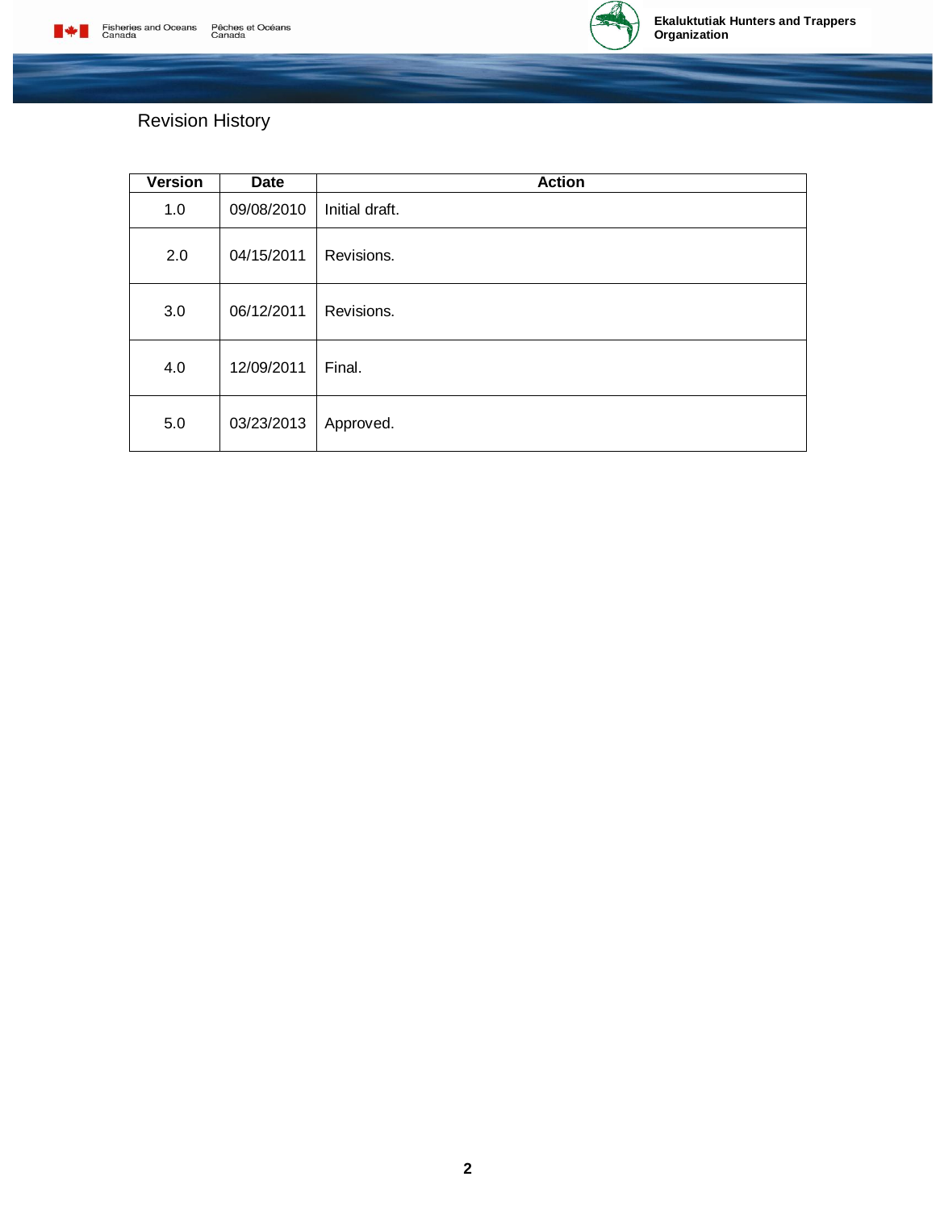## Revision History

| Version | Date | Action |
|---|---|---|
| 1.0 | 09/08/2010 | Initial draft. |
| 2.0 | 04/15/2011 | Revisions. |
| 3.0 | 06/12/2011 | Revisions. |
| 4.0 | 12/09/2011 | Final. |
| 5.0 | 03/23/2013 | Approved. |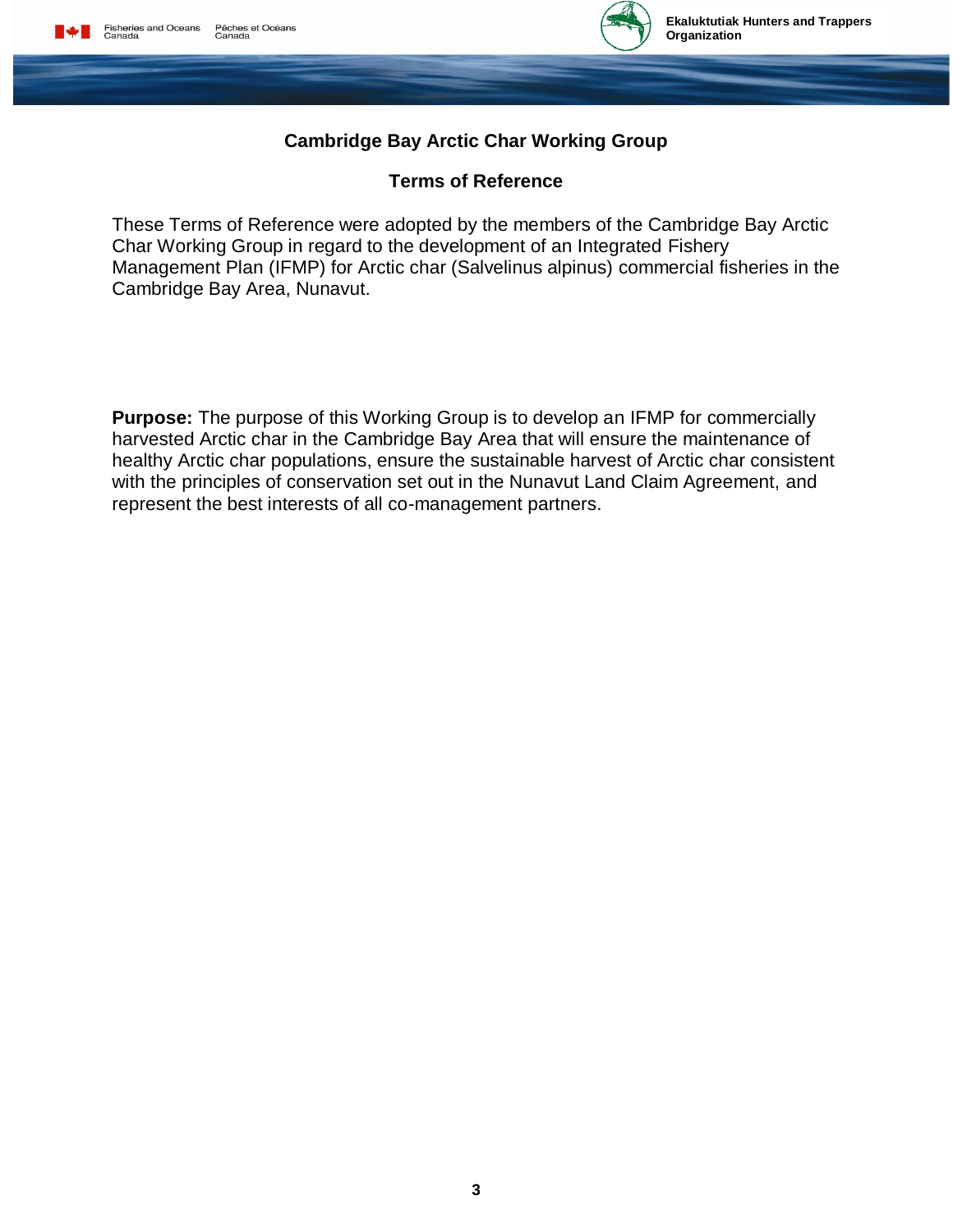## Cambridge Bay Arctic Char Working Group

### Terms of Reference

These Terms of Reference were adopted by the members of the Cambridge Bay Arctic Char Working Group in regard to the development of an Integrated Fishery Management Plan (IFMP) for Arctic char (Salvelinus alpinus) commercial fisheries in the Cambridge Bay Area, Nunavut.

**Purpose:** The purpose of this Working Group is to develop an IFMP for commercially harvested Arctic char in the Cambridge Bay Area that will ensure the maintenance of healthy Arctic char populations, ensure the sustainable harvest of Arctic char consistent with the principles of conservation set out in the Nunavut Land Claim Agreement, and represent the best interests of all co-management partners.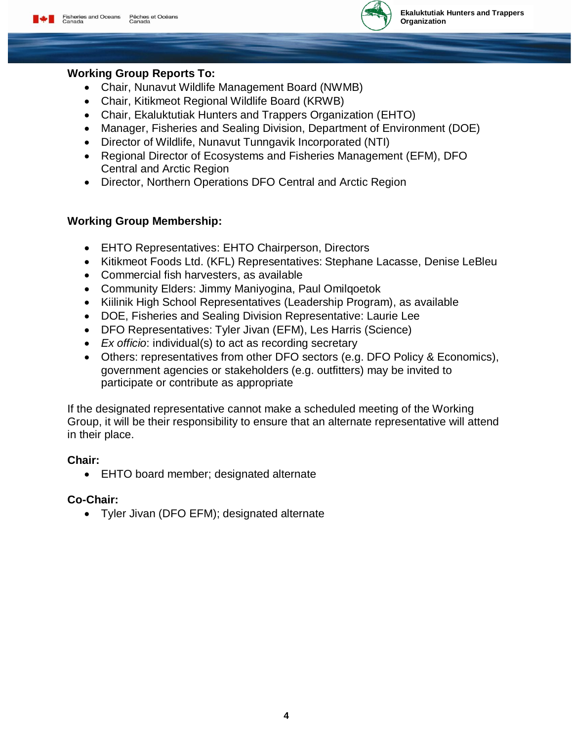**Working Group Reports To:**

- Chair, Nunavut Wildlife Management Board (NWMB)
- Chair, Kitikmeot Regional Wildlife Board (KRWB)
- Chair, Ekaluktutiak Hunters and Trappers Organization (EHTO)
- Manager, Fisheries and Sealing Division, Department of Environment (DOE)
- Director of Wildlife, Nunavut Tunngavik Incorporated (NTI)
- Regional Director of Ecosystems and Fisheries Management (EFM), DFO Central and Arctic Region
- Director, Northern Operations DFO Central and Arctic Region

**Working Group Membership:**

- EHTO Representatives: EHTO Chairperson, Directors
- Kitikmeot Foods Ltd. (KFL) Representatives: Stephane Lacasse, Denise LeBleu
- Commercial fish harvesters, as available
- Community Elders: Jimmy Maniyogina, Paul Omilqoetok
- Kiilinik High School Representatives (Leadership Program), as available
- DOE, Fisheries and Sealing Division Representative: Laurie Lee
- DFO Representatives: Tyler Jivan (EFM), Les Harris (Science)
- *Ex officio*: individual(s) to act as recording secretary
- Others: representatives from other DFO sectors (e.g. DFO Policy & Economics), government agencies or stakeholders (e.g. outfitters) may be invited to participate or contribute as appropriate

If the designated representative cannot make a scheduled meeting of the Working Group, it will be their responsibility to ensure that an alternate representative will attend in their place.

**Chair:**

- EHTO board member; designated alternate

**Co-Chair:**

- Tyler Jivan (DFO EFM); designated alternate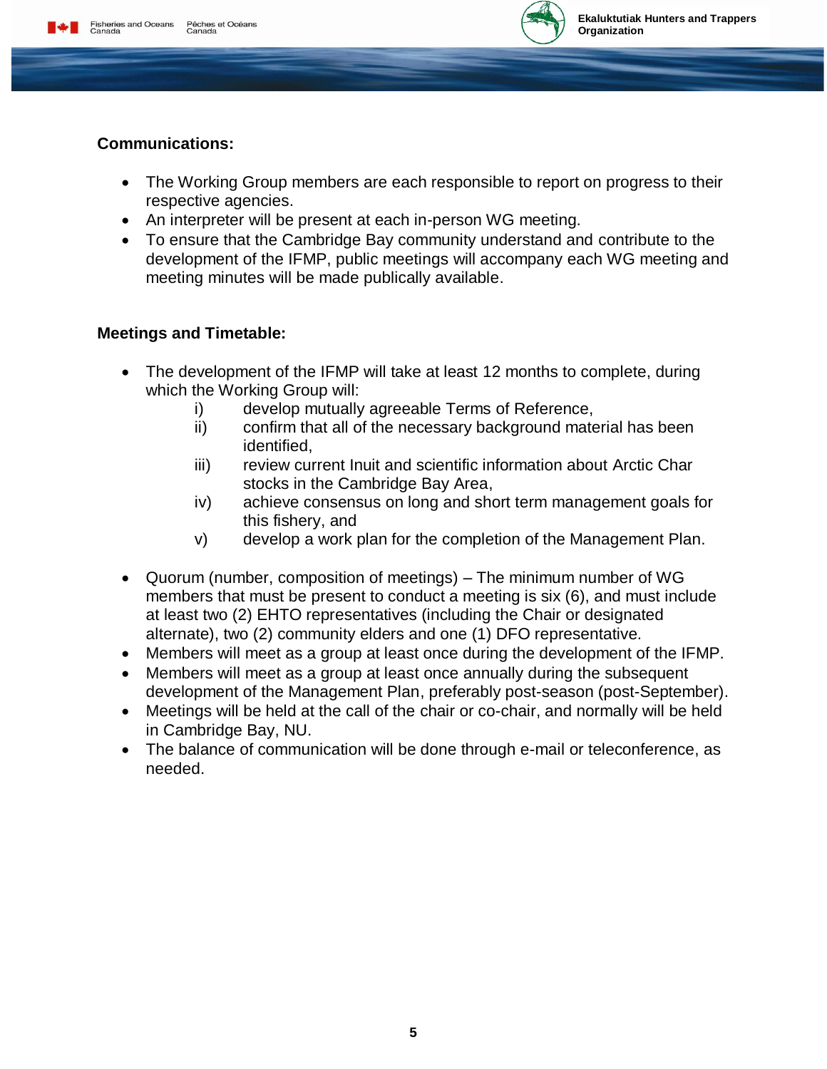**Communications:**

- The Working Group members are each responsible to report on progress to their respective agencies.
- An interpreter will be present at each in-person WG meeting.
- To ensure that the Cambridge Bay community understand and contribute to the development of the IFMP, public meetings will accompany each WG meeting and meeting minutes will be made publically available.

**Meetings and Timetable:**

- The development of the IFMP will take at least 12 months to complete, during which the Working Group will:
  - i) develop mutually agreeable Terms of Reference,
  - ii) confirm that all of the necessary background material has been identified,
  - iii) review current Inuit and scientific information about Arctic Char stocks in the Cambridge Bay Area,
  - iv) achieve consensus on long and short term management goals for this fishery, and
  - v) develop a work plan for the completion of the Management Plan.

- Quorum (number, composition of meetings) – The minimum number of WG members that must be present to conduct a meeting is six (6), and must include at least two (2) EHTO representatives (including the Chair or designated alternate), two (2) community elders and one (1) DFO representative.
- Members will meet as a group at least once during the development of the IFMP.
- Members will meet as a group at least once annually during the subsequent development of the Management Plan, preferably post-season (post-September).
- Meetings will be held at the call of the chair or co-chair, and normally will be held in Cambridge Bay, NU.
- The balance of communication will be done through e-mail or teleconference, as needed.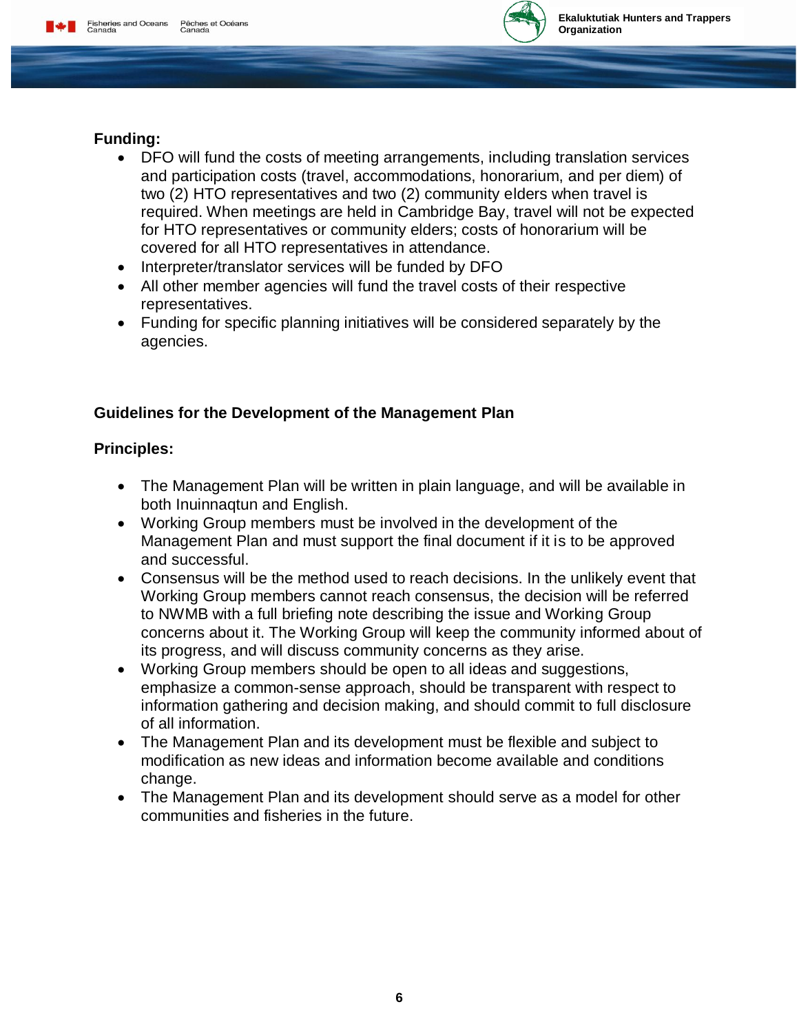**Funding:**

- DFO will fund the costs of meeting arrangements, including translation services and participation costs (travel, accommodations, honorarium, and per diem) of two (2) HTO representatives and two (2) community elders when travel is required. When meetings are held in Cambridge Bay, travel will not be expected for HTO representatives or community elders; costs of honorarium will be covered for all HTO representatives in attendance.
- Interpreter/translator services will be funded by DFO
- All other member agencies will fund the travel costs of their respective representatives.
- Funding for specific planning initiatives will be considered separately by the agencies.

## Guidelines for the Development of the Management Plan

**Principles:**

- The Management Plan will be written in plain language, and will be available in both Inuinnaqtun and English.
- Working Group members must be involved in the development of the Management Plan and must support the final document if it is to be approved and successful.
- Consensus will be the method used to reach decisions. In the unlikely event that Working Group members cannot reach consensus, the decision will be referred to NWMB with a full briefing note describing the issue and Working Group concerns about it. The Working Group will keep the community informed about of its progress, and will discuss community concerns as they arise.
- Working Group members should be open to all ideas and suggestions, emphasize a common-sense approach, should be transparent with respect to information gathering and decision making, and should commit to full disclosure of all information.
- The Management Plan and its development must be flexible and subject to modification as new ideas and information become available and conditions change.
- The Management Plan and its development should serve as a model for other communities and fisheries in the future.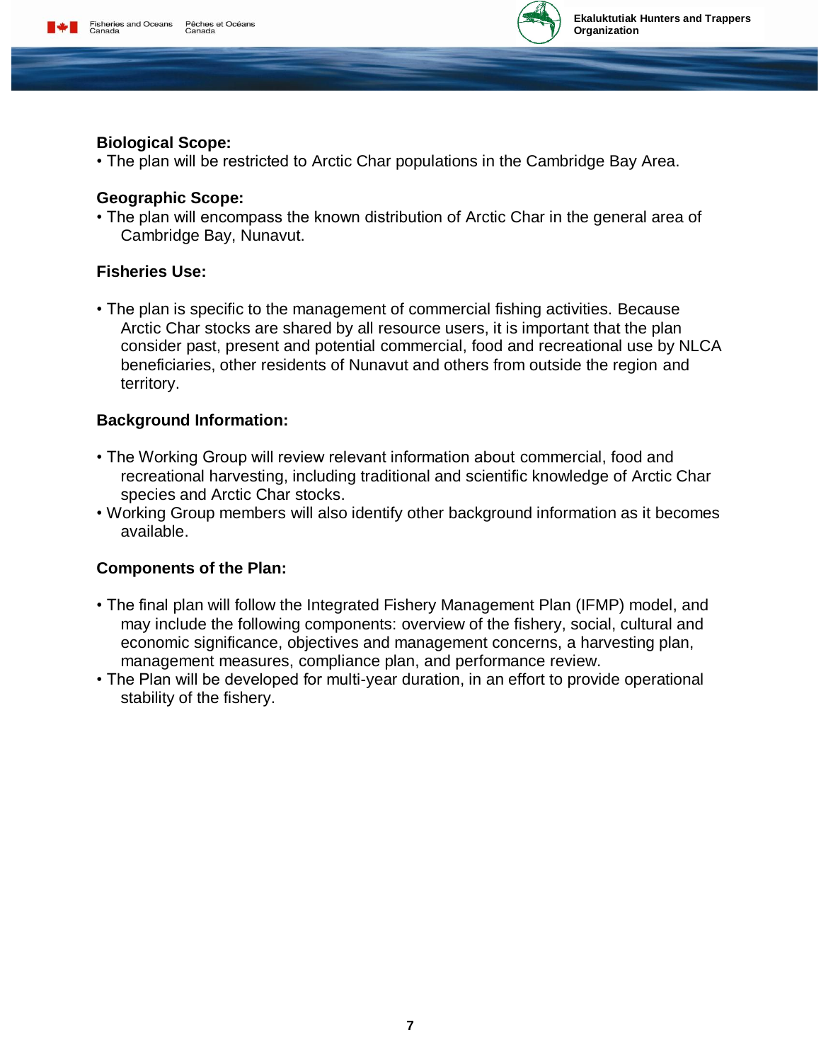**Biological Scope:**

- The plan will be restricted to Arctic Char populations in the Cambridge Bay Area.

**Geographic Scope:**

- The plan will encompass the known distribution of Arctic Char in the general area of Cambridge Bay, Nunavut.

**Fisheries Use:**

- The plan is specific to the management of commercial fishing activities. Because Arctic Char stocks are shared by all resource users, it is important that the plan consider past, present and potential commercial, food and recreational use by NLCA beneficiaries, other residents of Nunavut and others from outside the region and territory.

**Background Information:**

- The Working Group will review relevant information about commercial, food and recreational harvesting, including traditional and scientific knowledge of Arctic Char species and Arctic Char stocks.
- Working Group members will also identify other background information as it becomes available.

**Components of the Plan:**

- The final plan will follow the Integrated Fishery Management Plan (IFMP) model, and may include the following components: overview of the fishery, social, cultural and economic significance, objectives and management concerns, a harvesting plan, management measures, compliance plan, and performance review.
- The Plan will be developed for multi-year duration, in an effort to provide operational stability of the fishery.